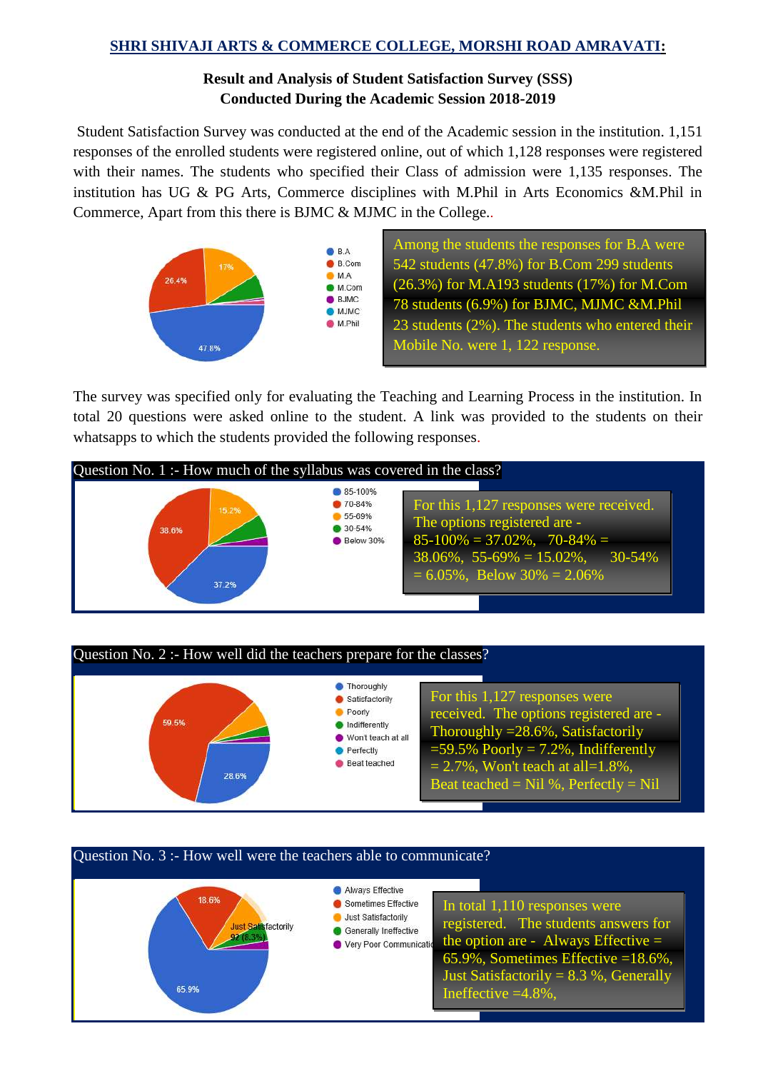## SHRI SHIVAJI ARTS & COMMERCE COLLEGE, MORSHI ROAD AMRAVATI:

### Result and Analysis of Student Satisfaction Survey (SSS)
### Conducted During the Academic Session 2018-2019

Student Satisfaction Survey was conducted at the end of the Academic session in the institution. 1,151 responses of the enrolled students were registered online, out of which 1,128 responses were registered with their names. The students who specified their Class of admission were 1,135 responses. The institution has UG & PG Arts, Commerce disciplines with M.Phil in Arts Economics &M.Phil in Commerce, Apart from this there is BJMC & MJMC in the College..

Among the students the responses for B.A were 542 students (47.8%) for B.Com 299 students (26.3%) for M.A193 students (17%) for M.Com 78 students (6.9%) for BJMC, MJMC &M.Phil 23 students (2%). The students who entered their Mobile No. were 1, 122 response.

The survey was specified only for evaluating the Teaching and Learning Process in the institution. In total 20 questions were asked online to the student. A link was provided to the students on their whatsapps to which the students provided the following responses.

**Question No. 1 :- How much of the syllabus was covered in the class?**

For this 1,127 responses were received. The options registered are - 85-100% = 37.02%, 70-84% = 38.06%, 55-69% = 15.02%, 30-54% = 6.05%, Below 30% = 2.06%

**Question No. 2 :- How well did the teachers prepare for the classes?**

For this 1,127 responses were received. The options registered are - Thoroughly =28.6%, Satisfactorily =59.5% Poorly = 7.2%, Indifferently = 2.7%, Won't teach at all=1.8%, Beat teached = Nil %, Perfectly = Nil

**Question No. 3 :- How well were the teachers able to communicate?**

In total 1,110 responses were registered. The students answers for the option are - Always Effective = 65.9%, Sometimes Effective =18.6%, Just Satisfactorily = 8.3 %, Generally Ineffective =4.8%,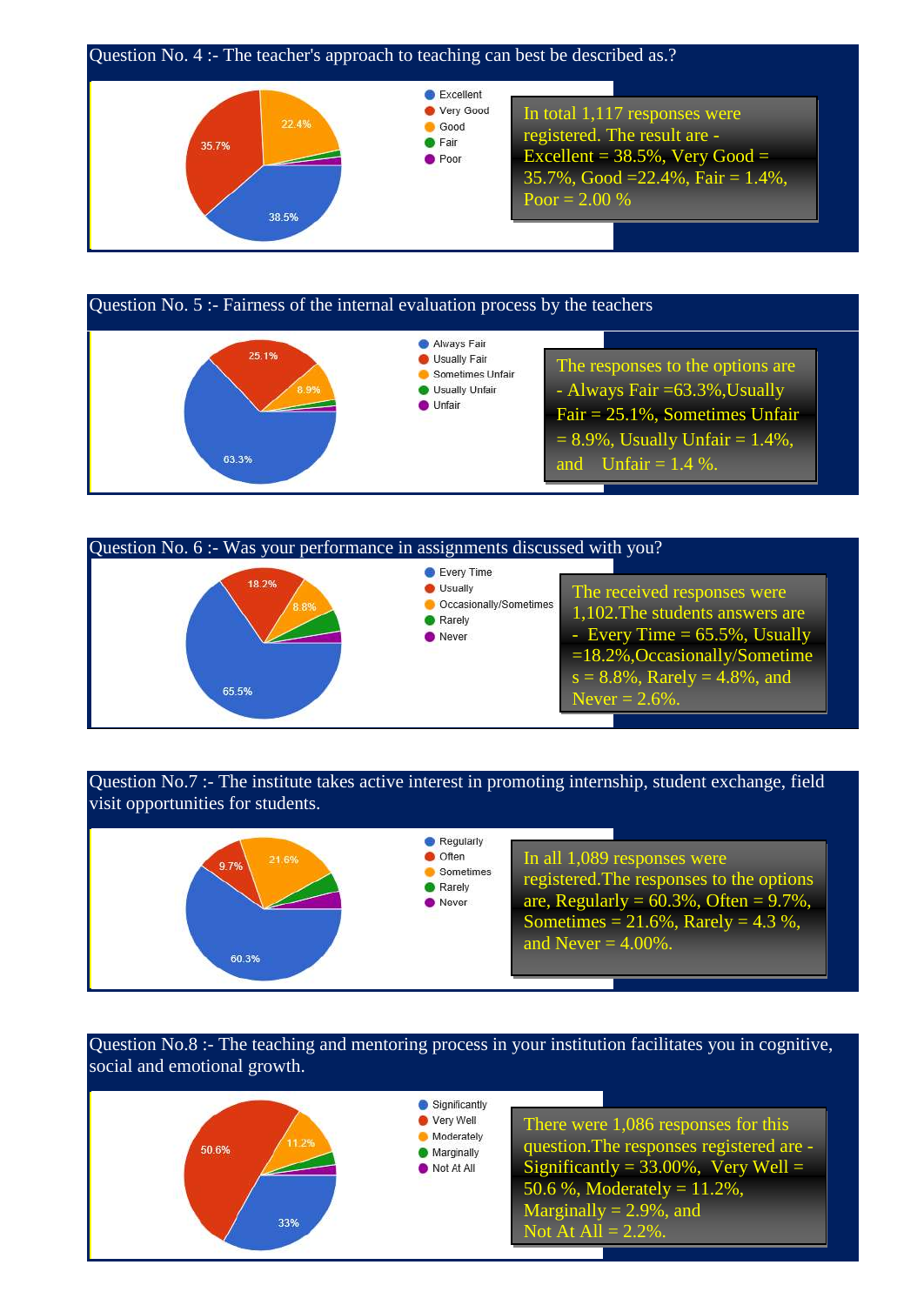Question No. 4 :- The teacher's approach to teaching can best be described as.?

- Excellent
- Very Good
- Good
- Fair
- Poor

22.4%
35.7%
38.5%

In total 1,117 responses were registered. The result are - Excellent = 38.5%, Very Good = 35.7%, Good =22.4%, Fair = 1.4%, Poor = 2.00 %

Question No. 5 :- Fairness of the internal evaluation process by the teachers

- Always Fair
- Usually Fair
- Sometimes Unfair
- Usually Unfair
- Unfair

25.1%
8.9%
63.3%

The responses to the options are - Always Fair =63.3%,Usually Fair = 25.1%, Sometimes Unfair = 8.9%, Usually Unfair = 1.4%, and Unfair = 1.4 %.

Question No. 6 :- Was your performance in assignments discussed with you?

- Every Time
- Usually
- Occasionally/Sometimes
- Rarely
- Never

18.2%
8.8%
65.5%

The received responses were 1,102.The students answers are - Every Time = 65.5%, Usually =18.2%,Occasionally/Sometimes = 8.8%, Rarely = 4.8%, and Never = 2.6%.

Question No.7 :- The institute takes active interest in promoting internship, student exchange, field visit opportunities for students.

- Regularly
- Often
- Sometimes
- Rarely
- Never

9.7%
21.6%
60.3%

In all 1,089 responses were registered.The responses to the options are, Regularly = 60.3%, Often = 9.7%, Sometimes = 21.6%, Rarely = 4.3 %, and Never = 4.00%.

Question No.8 :- The teaching and mentoring process in your institution facilitates you in cognitive, social and emotional growth.

- Significantly
- Very Well
- Moderately
- Marginally
- Not At All

50.6%
11.2%
33%

There were 1,086 responses for this question.The responses registered are - Significantly = 33.00%, Very Well = 50.6 %, Moderately = 11.2%, Marginally = 2.9%, and Not At All = 2.2%.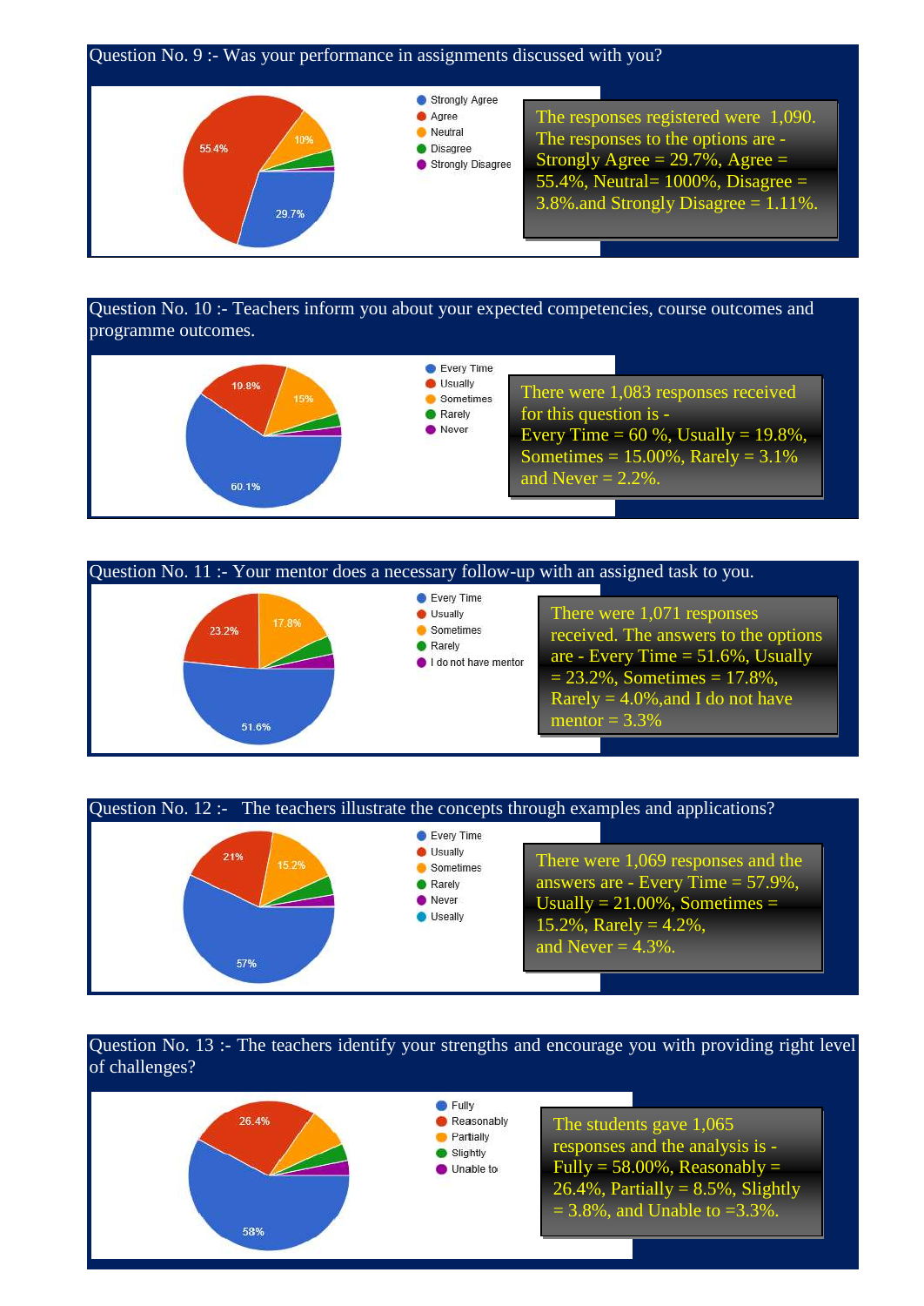Question No. 9 :- Was your performance in assignments discussed with you?

- Strongly Agree
- Agree
- Neutral
- Disagree
- Strongly Disagree

55.4%  
10%  
29.7%

The responses registered were 1,090. The responses to the options are - Strongly Agree = 29.7%, Agree = 55.4%, Neutral= 1000%, Disagree = 3.8%.and Strongly Disagree = 1.11%.

Question No. 10 :- Teachers inform you about your expected competencies, course outcomes and programme outcomes.

- Every Time
- Usually
- Sometimes
- Rarely
- Never

19.8%  
15%  
60.1%

There were 1,083 responses received for this question is - Every Time = 60 %, Usually = 19.8%, Sometimes = 15.00%, Rarely = 3.1% and Never = 2.2%.

Question No. 11 :- Your mentor does a necessary follow-up with an assigned task to you.

- Every Time
- Usually
- Sometimes
- Rarely
- I do not have mentor

23.2%  
17.8%  
51.6%

There were 1,071 responses received. The answers to the options are - Every Time = 51.6%, Usually = 23.2%, Sometimes = 17.8%, Rarely = 4.0%,and I do not have mentor = 3.3%

Question No. 12 :- The teachers illustrate the concepts through examples and applications?

- Every Time
- Usually
- Sometimes
- Rarely
- Never
- Useally

21%  
15.2%  
57%

There were 1,069 responses and the answers are - Every Time = 57.9%, Usually = 21.00%, Sometimes = 15.2%, Rarely = 4.2%, and Never = 4.3%.

Question No. 13 :- The teachers identify your strengths and encourage you with providing right level of challenges?

- Fully
- Reasonably
- Partially
- Slightly
- Unable to

26.4%  
58%

The students gave 1,065 responses and the analysis is - Fully = 58.00%, Reasonably = 26.4%, Partially = 8.5%, Slightly = 3.8%, and Unable to =3.3%.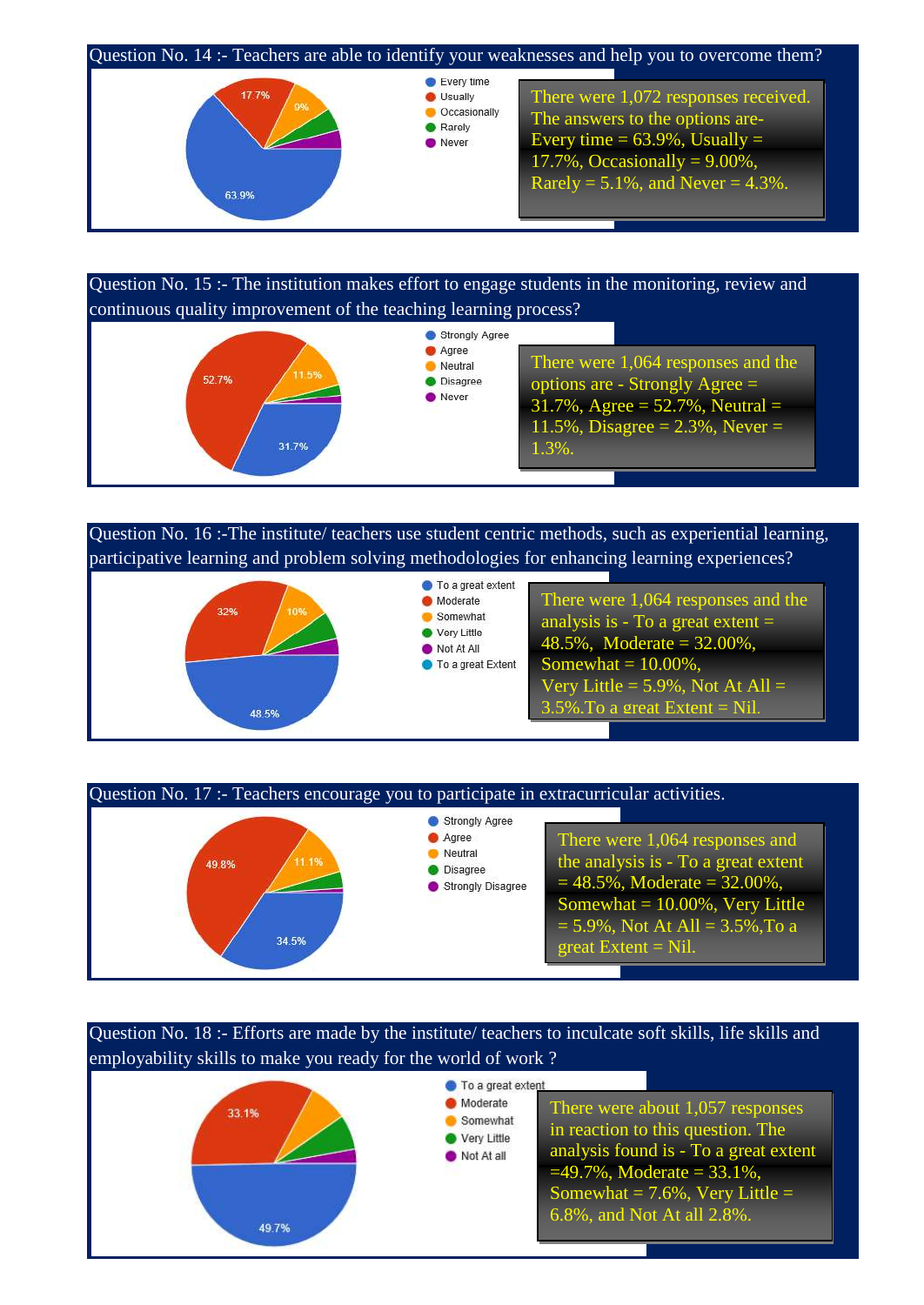Question No. 14 :- Teachers are able to identify your weaknesses and help you to overcome them?

- Every time
- Usually
- Occasionally
- Rarely
- Never

17.7% | 9% | 63.9%

There were 1,072 responses received. The answers to the options are- Every time = 63.9%, Usually = 17.7%, Occasionally = 9.00%, Rarely = 5.1%, and Never = 4.3%.

Question No. 15 :- The institution makes effort to engage students in the monitoring, review and continuous quality improvement of the teaching learning process?

- Strongly Agree
- Agree
- Neutral
- Disagree
- Never

52.7% | 11.5% | 31.7%

There were 1,064 responses and the options are - Strongly Agree = 31.7%, Agree = 52.7%, Neutral = 11.5%, Disagree = 2.3%, Never = 1.3%.

Question No. 16 :-The institute/ teachers use student centric methods, such as experiential learning, participative learning and problem solving methodologies for enhancing learning experiences?

- To a great extent
- Moderate
- Somewhat
- Very Little
- Not At All
- To a great Extent

32% | 10% | 48.5%

There were 1,064 responses and the analysis is - To a great extent = 48.5%, Moderate = 32.00%, Somewhat = 10.00%, Very Little = 5.9%, Not At All = 3.5%.To a great Extent = Nil.

Question No. 17 :- Teachers encourage you to participate in extracurricular activities.

- Strongly Agree
- Agree
- Neutral
- Disagree
- Strongly Disagree

49.8% | 11.1% | 34.5%

There were 1,064 responses and the analysis is - To a great extent = 48.5%, Moderate = 32.00%, Somewhat = 10.00%, Very Little = 5.9%, Not At All = 3.5%,To a great Extent = Nil.

Question No. 18 :- Efforts are made by the institute/ teachers to inculcate soft skills, life skills and employability skills to make you ready for the world of work ?

- To a great extent
- Moderate
- Somewhat
- Very Little
- Not At all

33.1% | 49.7%

There were about 1,057 responses in reaction to this question. The analysis found is - To a great extent =49.7%, Moderate = 33.1%, Somewhat = 7.6%, Very Little = 6.8%, and Not At all 2.8%.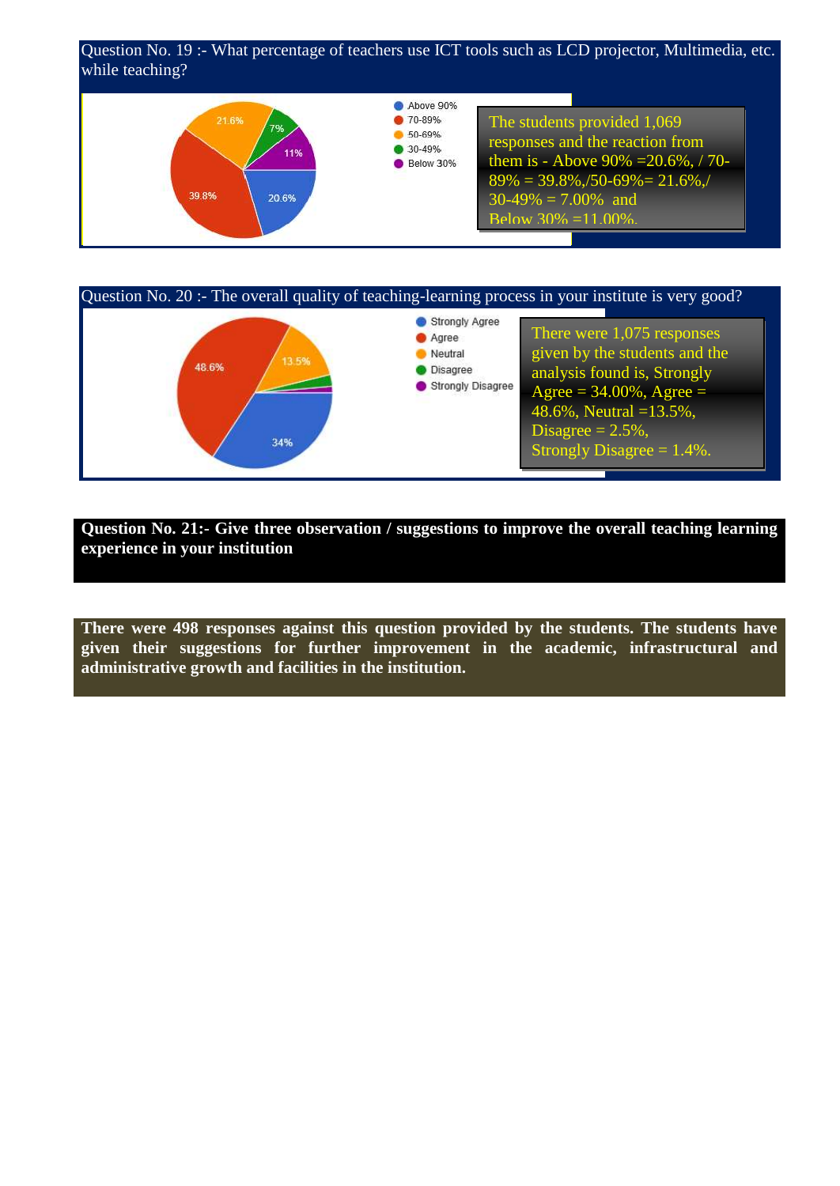Question No. 19 :- What percentage of teachers use ICT tools such as LCD projector, Multimedia, etc. while teaching?

21.6%
7%
11%
39.8%
20.6%

Above 90%
70-89%
50-69%
30-49%
Below 30%

The students provided 1,069 responses and the reaction from them is - Above 90% =20.6%, / 70-89% = 39.8%,/50-69%= 21.6%,/ 30-49% = 7.00% and Below 30% =11.00%.

Question No. 20 :- The overall quality of teaching-learning process in your institute is very good?

48.6%
13.5%
34%

Strongly Agree
Agree
Neutral
Disagree
Strongly Disagree

There were 1,075 responses given by the students and the analysis found is, Strongly Agree = 34.00%, Agree = 48.6%, Neutral =13.5%, Disagree = 2.5%, Strongly Disagree = 1.4%.

**Question No. 21:- Give three observation / suggestions to improve the overall teaching learning experience in your institution**

**There were 498 responses against this question provided by the students. The students have given their suggestions for further improvement in the academic, infrastructural and administrative growth and facilities in the institution.**